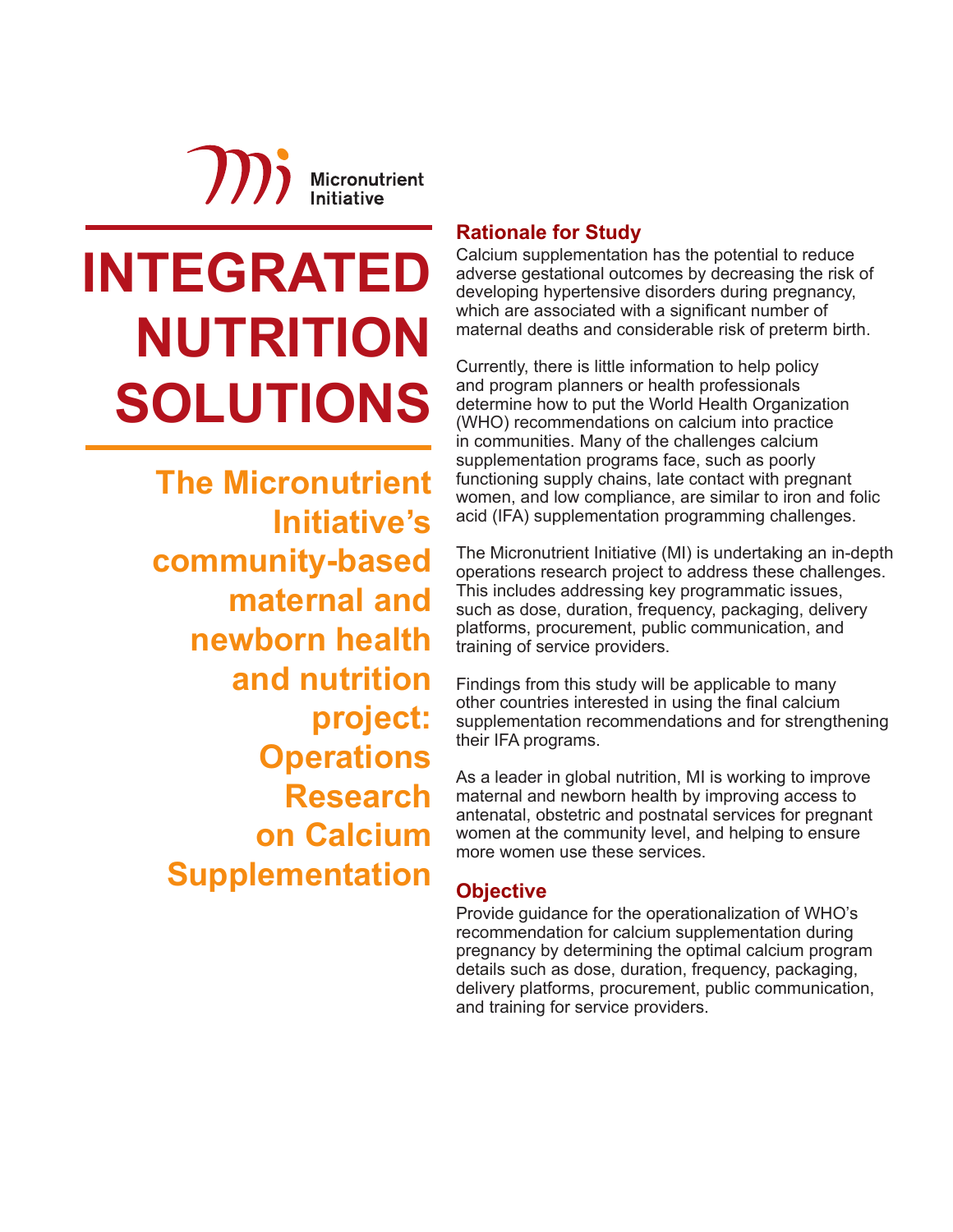Micronutrient Initiative

# INTEGRATED NUTRITION SOLUTIONS

## The Micronutrient Initiative's community-based maternal and newborn health and nutrition project: Operations Research on Calcium Supplementation

### Rationale for Study

Calcium supplementation has the potential to reduce adverse gestational outcomes by decreasing the risk of developing hypertensive disorders during pregnancy, which are associated with a significant number of maternal deaths and considerable risk of preterm birth.

Currently, there is little information to help policy and program planners or health professionals determine how to put the World Health Organization (WHO) recommendations on calcium into practice in communities. Many of the challenges calcium supplementation programs face, such as poorly functioning supply chains, late contact with pregnant women, and low compliance, are similar to iron and folic acid (IFA) supplementation programming challenges.

The Micronutrient Initiative (MI) is undertaking an in-depth operations research project to address these challenges. This includes addressing key programmatic issues, such as dose, duration, frequency, packaging, delivery platforms, procurement, public communication, and training of service providers.

Findings from this study will be applicable to many other countries interested in using the final calcium supplementation recommendations and for strengthening their IFA programs.

As a leader in global nutrition, MI is working to improve maternal and newborn health by improving access to antenatal, obstetric and postnatal services for pregnant women at the community level, and helping to ensure more women use these services.

### Objective

Provide guidance for the operationalization of WHO's recommendation for calcium supplementation during pregnancy by determining the optimal calcium program details such as dose, duration, frequency, packaging, delivery platforms, procurement, public communication, and training for service providers.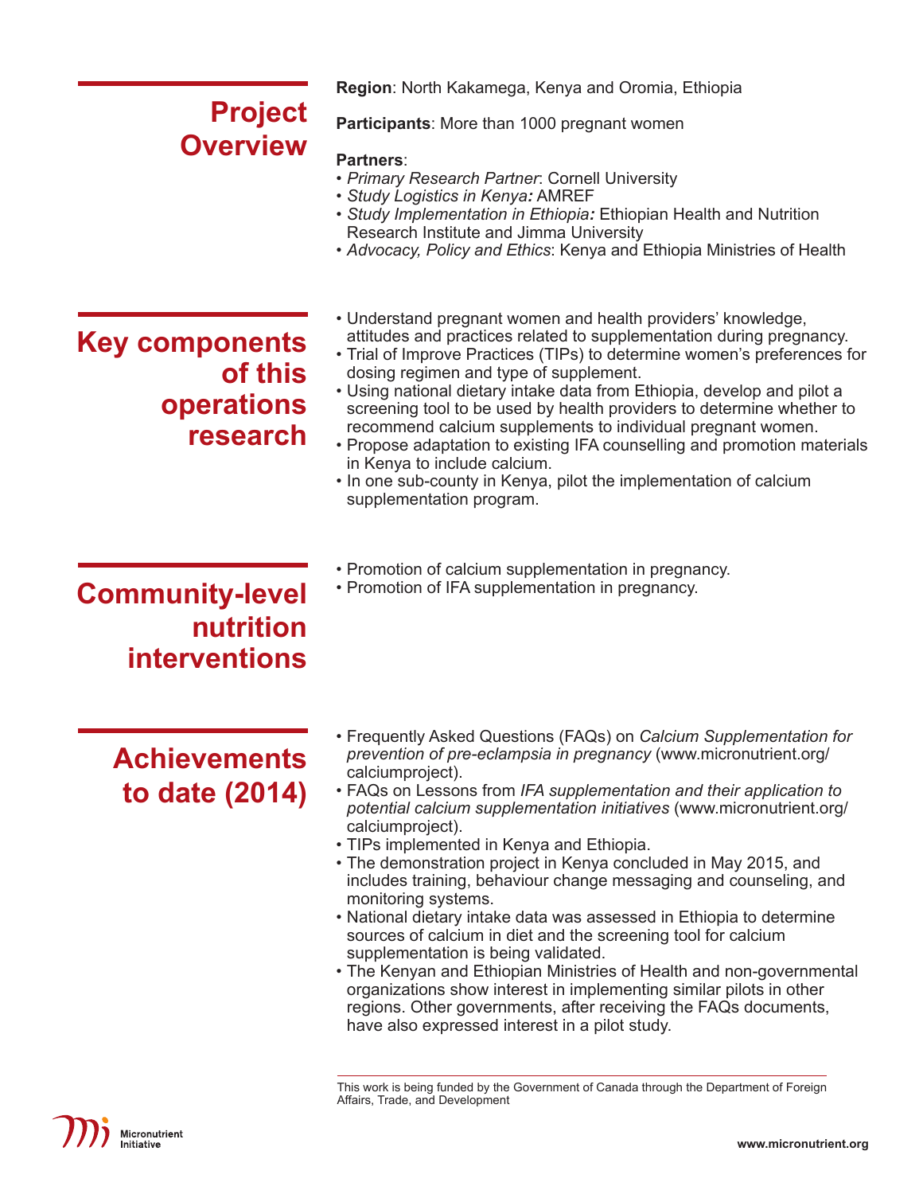## Project Overview

**Region**: North Kakamega, Kenya and Oromia, Ethiopia

**Participants**: More than 1000 pregnant women

**Partners**:

- *Primary Research Partner*: Cornell University
- *Study Logistics in Kenya:* AMREF
- *Study Implementation in Ethiopia:* Ethiopian Health and Nutrition Research Institute and Jimma University
- *Advocacy, Policy and Ethics*: Kenya and Ethiopia Ministries of Health

## Key components of this operations research

- Understand pregnant women and health providers' knowledge, attitudes and practices related to supplementation during pregnancy.
- Trial of Improve Practices (TIPs) to determine women's preferences for dosing regimen and type of supplement.
- Using national dietary intake data from Ethiopia, develop and pilot a screening tool to be used by health providers to determine whether to recommend calcium supplements to individual pregnant women.
- Propose adaptation to existing IFA counselling and promotion materials in Kenya to include calcium.
- In one sub-county in Kenya, pilot the implementation of calcium supplementation program.

## Community-level nutrition interventions

- Promotion of calcium supplementation in pregnancy.
- Promotion of IFA supplementation in pregnancy.

## Achievements to date (2014)

- Frequently Asked Questions (FAQs) on *Calcium Supplementation for prevention of pre-eclampsia in pregnancy* (www.micronutrient.org/calciumproject).
- FAQs on Lessons from *IFA supplementation and their application to potential calcium supplementation initiatives* (www.micronutrient.org/calciumproject).
- TIPs implemented in Kenya and Ethiopia.
- The demonstration project in Kenya concluded in May 2015, and includes training, behaviour change messaging and counseling, and monitoring systems.
- National dietary intake data was assessed in Ethiopia to determine sources of calcium in diet and the screening tool for calcium supplementation is being validated.
- The Kenyan and Ethiopian Ministries of Health and non-governmental organizations show interest in implementing similar pilots in other regions. Other governments, after receiving the FAQs documents, have also expressed interest in a pilot study.

---

This work is being funded by the Government of Canada through the Department of Foreign Affairs, Trade, and Development

Micronutrient Initiative

www.micronutrient.org